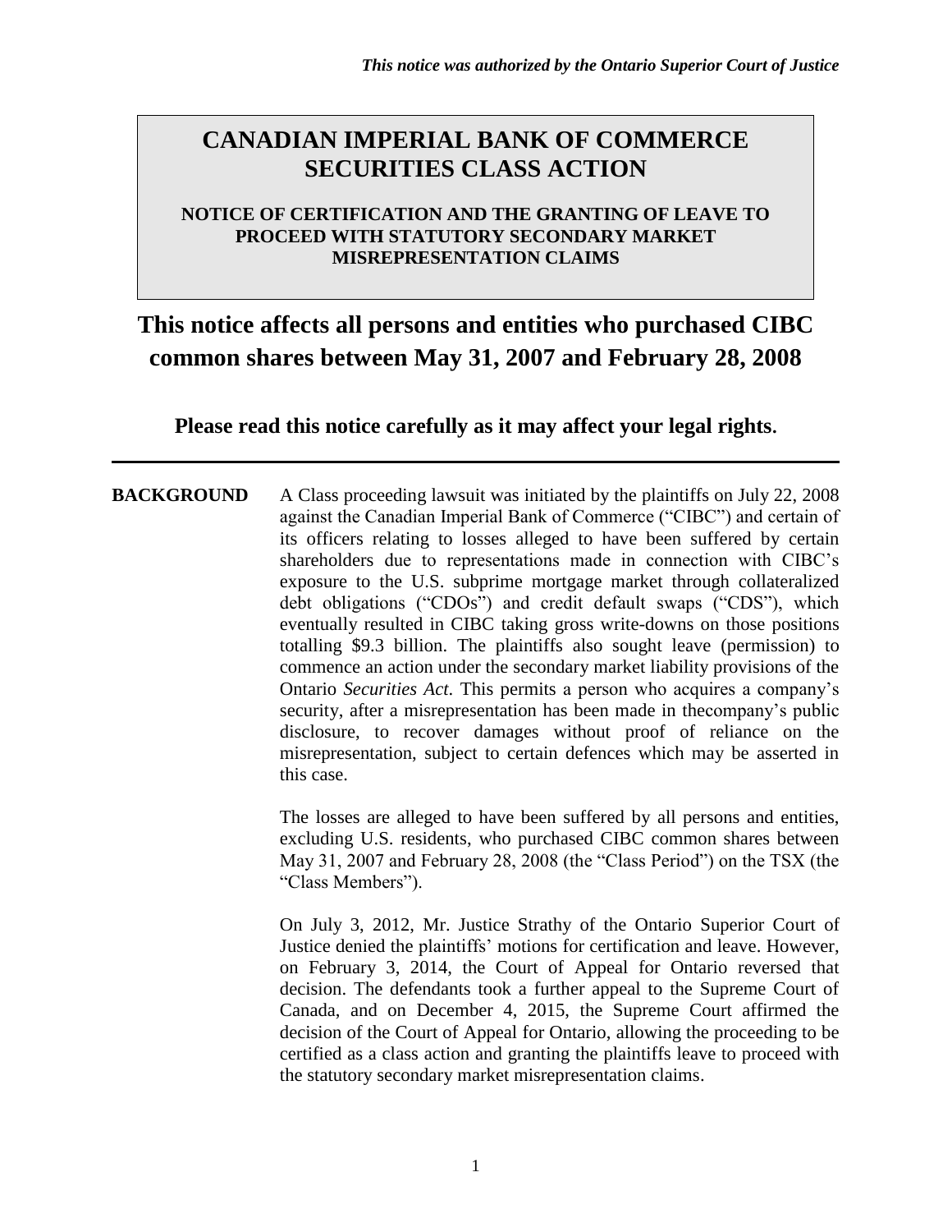*This notice was authorized by the Ontario Superior Court of Justice*

# CANADIAN IMPERIAL BANK OF COMMERCE SECURITIES CLASS ACTION

### NOTICE OF CERTIFICATION AND THE GRANTING OF LEAVE TO PROCEED WITH STATUTORY SECONDARY MARKET MISREPRESENTATION CLAIMS

## This notice affects all persons and entities who purchased CIBC common shares between May 31, 2007 and February 28, 2008

**Please read this notice carefully as it may affect your legal rights.**

---

**BACKGROUND**

A Class proceeding lawsuit was initiated by the plaintiffs on July 22, 2008 against the Canadian Imperial Bank of Commerce ("CIBC") and certain of its officers relating to losses alleged to have been suffered by certain shareholders due to representations made in connection with CIBC's exposure to the U.S. subprime mortgage market through collateralized debt obligations ("CDOs") and credit default swaps ("CDS"), which eventually resulted in CIBC taking gross write-downs on those positions totalling $9.3 billion. The plaintiffs also sought leave (permission) to commence an action under the secondary market liability provisions of the Ontario *Securities Act*. This permits a person who acquires a company's security, after a misrepresentation has been made in thecompany's public disclosure, to recover damages without proof of reliance on the misrepresentation, subject to certain defences which may be asserted in this case.

The losses are alleged to have been suffered by all persons and entities, excluding U.S. residents, who purchased CIBC common shares between May 31, 2007 and February 28, 2008 (the "Class Period") on the TSX (the "Class Members").

On July 3, 2012, Mr. Justice Strathy of the Ontario Superior Court of Justice denied the plaintiffs' motions for certification and leave. However, on February 3, 2014, the Court of Appeal for Ontario reversed that decision. The defendants took a further appeal to the Supreme Court of Canada, and on December 4, 2015, the Supreme Court affirmed the decision of the Court of Appeal for Ontario, allowing the proceeding to be certified as a class action and granting the plaintiffs leave to proceed with the statutory secondary market misrepresentation claims.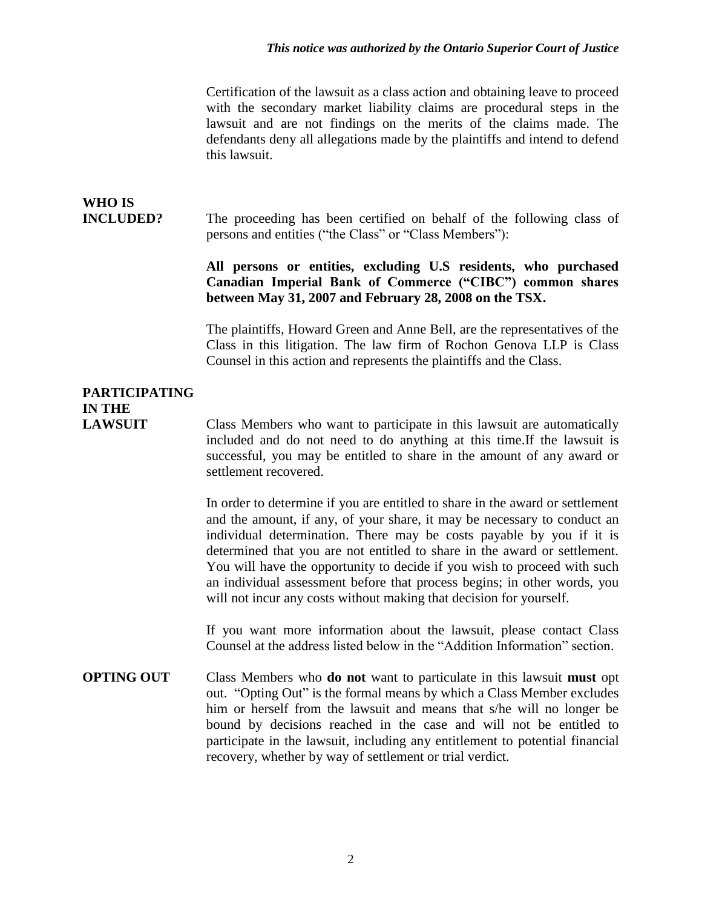Certification of the lawsuit as a class action and obtaining leave to proceed with the secondary market liability claims are procedural steps in the lawsuit and are not findings on the merits of the claims made. The defendants deny all allegations made by the plaintiffs and intend to defend this lawsuit.

## WHO IS INCLUDED?

The proceeding has been certified on behalf of the following class of persons and entities ("the Class" or "Class Members"):

**All persons or entities, excluding U.S residents, who purchased Canadian Imperial Bank of Commerce ("CIBC") common shares between May 31, 2007 and February 28, 2008 on the TSX.**

The plaintiffs, Howard Green and Anne Bell, are the representatives of the Class in this litigation. The law firm of Rochon Genova LLP is Class Counsel in this action and represents the plaintiffs and the Class.

## PARTICIPATING IN THE LAWSUIT

Class Members who want to participate in this lawsuit are automatically included and do not need to do anything at this time.If the lawsuit is successful, you may be entitled to share in the amount of any award or settlement recovered.

In order to determine if you are entitled to share in the award or settlement and the amount, if any, of your share, it may be necessary to conduct an individual determination. There may be costs payable by you if it is determined that you are not entitled to share in the award or settlement. You will have the opportunity to decide if you wish to proceed with such an individual assessment before that process begins; in other words, you will not incur any costs without making that decision for yourself.

If you want more information about the lawsuit, please contact Class Counsel at the address listed below in the "Addition Information" section.

## OPTING OUT

Class Members who **do not** want to particulate in this lawsuit **must** opt out. "Opting Out" is the formal means by which a Class Member excludes him or herself from the lawsuit and means that s/he will no longer be bound by decisions reached in the case and will not be entitled to participate in the lawsuit, including any entitlement to potential financial recovery, whether by way of settlement or trial verdict.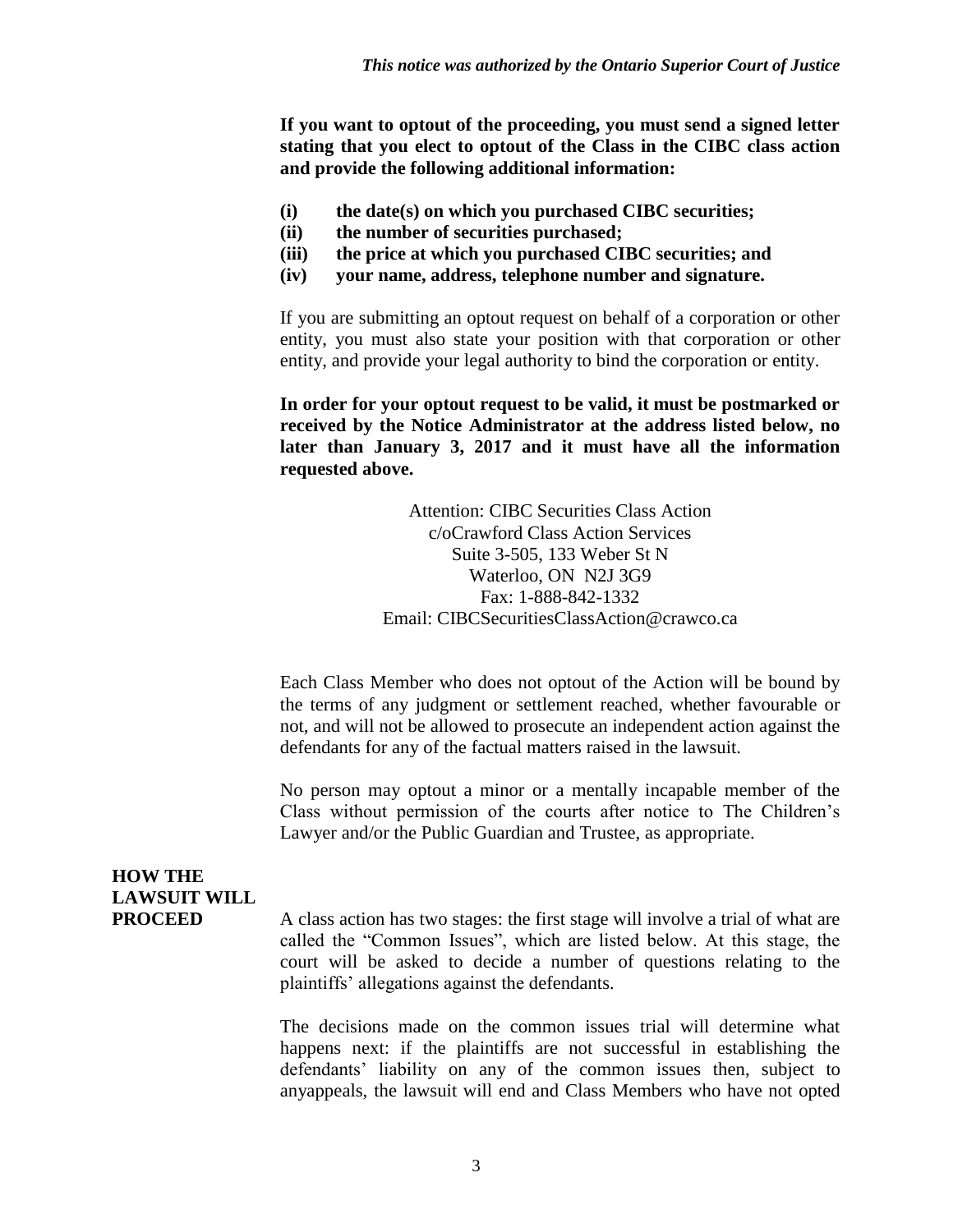*This notice was authorized by the Ontario Superior Court of Justice*

**If you want to optout of the proceeding, you must send a signed letter stating that you elect to optout of the Class in the CIBC class action and provide the following additional information:**

- **(i) the date(s) on which you purchased CIBC securities;**
- **(ii) the number of securities purchased;**
- **(iii) the price at which you purchased CIBC securities; and**
- **(iv) your name, address, telephone number and signature.**

If you are submitting an optout request on behalf of a corporation or other entity, you must also state your position with that corporation or other entity, and provide your legal authority to bind the corporation or entity.

**In order for your optout request to be valid, it must be postmarked or received by the Notice Administrator at the address listed below, no later than January 3, 2017 and it must have all the information requested above.**

Attention: CIBC Securities Class Action
c/oCrawford Class Action Services
Suite 3-505, 133 Weber St N
Waterloo, ON N2J 3G9
Fax: 1-888-842-1332
Email: CIBCSecuritiesClassAction@crawco.ca

Each Class Member who does not optout of the Action will be bound by the terms of any judgment or settlement reached, whether favourable or not, and will not be allowed to prosecute an independent action against the defendants for any of the factual matters raised in the lawsuit.

No person may optout a minor or a mentally incapable member of the Class without permission of the courts after notice to The Children's Lawyer and/or the Public Guardian and Trustee, as appropriate.

## HOW THE LAWSUIT WILL PROCEED

A class action has two stages: the first stage will involve a trial of what are called the "Common Issues", which are listed below. At this stage, the court will be asked to decide a number of questions relating to the plaintiffs' allegations against the defendants.

The decisions made on the common issues trial will determine what happens next: if the plaintiffs are not successful in establishing the defendants' liability on any of the common issues then, subject to anyappeals, the lawsuit will end and Class Members who have not opted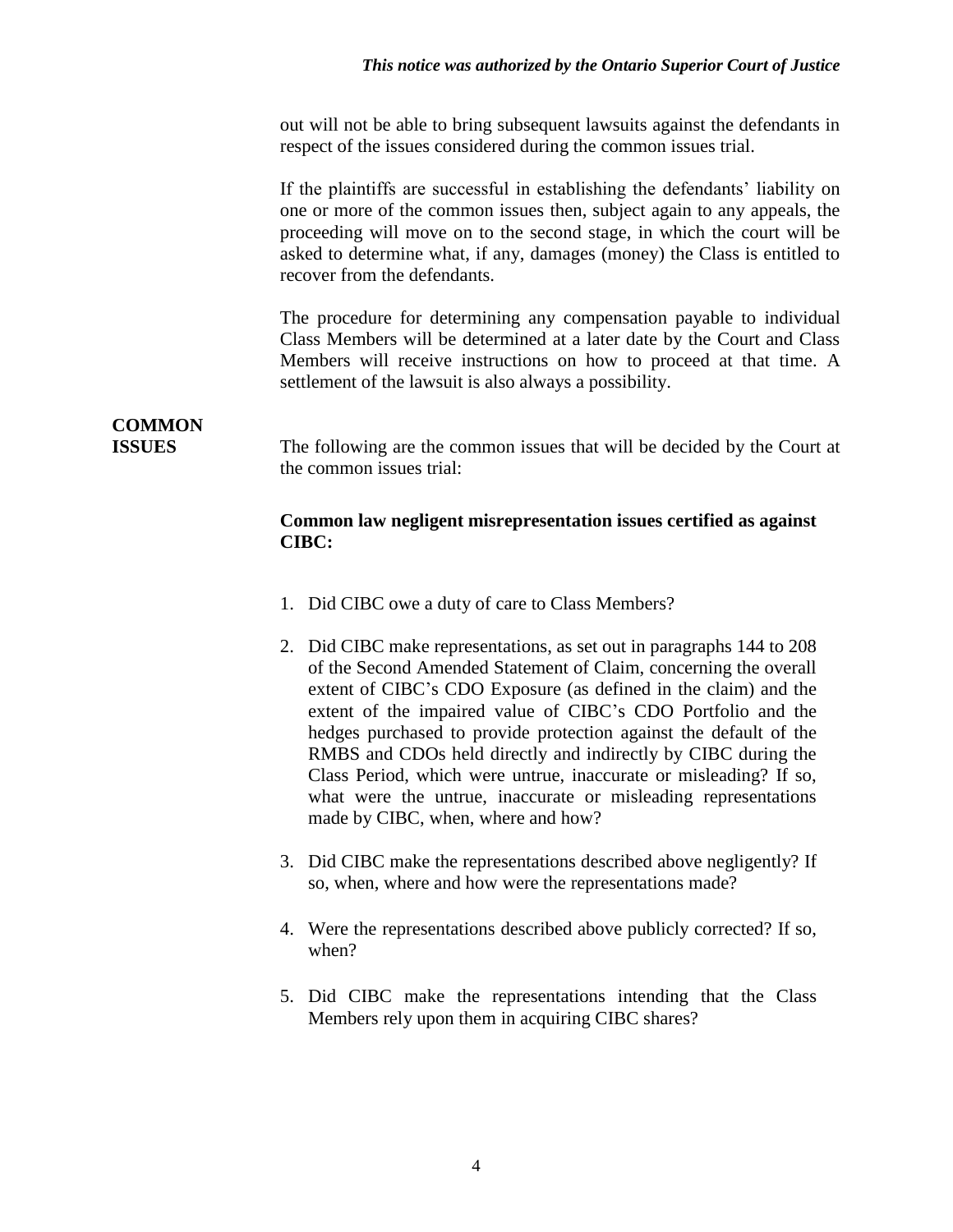out will not be able to bring subsequent lawsuits against the defendants in respect of the issues considered during the common issues trial.

If the plaintiffs are successful in establishing the defendants' liability on one or more of the common issues then, subject again to any appeals, the proceeding will move on to the second stage, in which the court will be asked to determine what, if any, damages (money) the Class is entitled to recover from the defendants.

The procedure for determining any compensation payable to individual Class Members will be determined at a later date by the Court and Class Members will receive instructions on how to proceed at that time. A settlement of the lawsuit is also always a possibility.

**COMMON ISSUES**

The following are the common issues that will be decided by the Court at the common issues trial:

**Common law negligent misrepresentation issues certified as against CIBC:**

1. Did CIBC owe a duty of care to Class Members?
2. Did CIBC make representations, as set out in paragraphs 144 to 208 of the Second Amended Statement of Claim, concerning the overall extent of CIBC's CDO Exposure (as defined in the claim) and the extent of the impaired value of CIBC's CDO Portfolio and the hedges purchased to provide protection against the default of the RMBS and CDOs held directly and indirectly by CIBC during the Class Period, which were untrue, inaccurate or misleading? If so, what were the untrue, inaccurate or misleading representations made by CIBC, when, where and how?
3. Did CIBC make the representations described above negligently? If so, when, where and how were the representations made?
4. Were the representations described above publicly corrected? If so, when?
5. Did CIBC make the representations intending that the Class Members rely upon them in acquiring CIBC shares?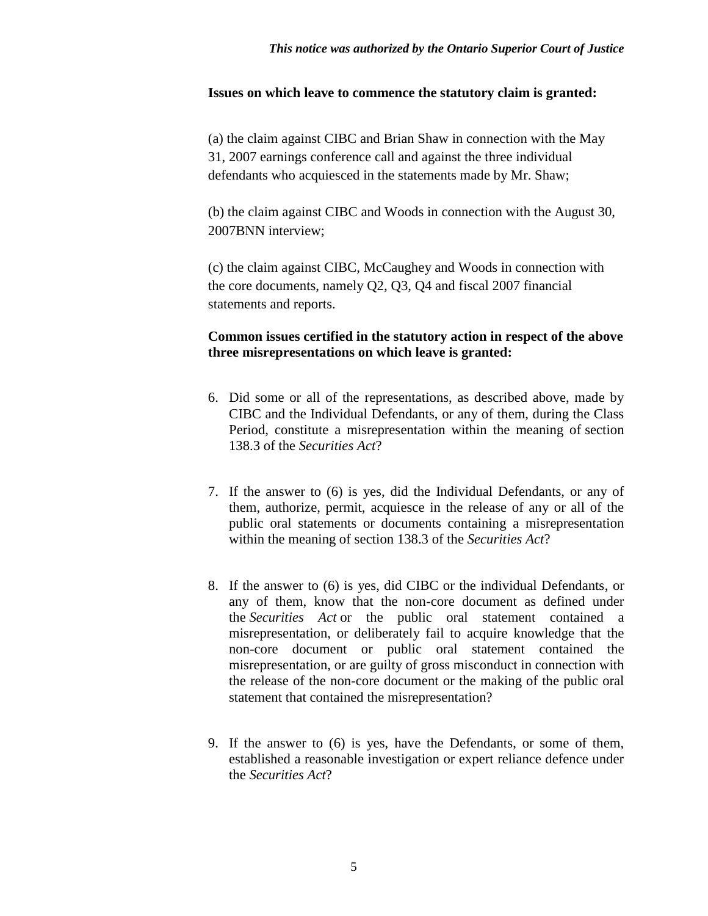**Issues on which leave to commence the statutory claim is granted:**

(a) the claim against CIBC and Brian Shaw in connection with the May 31, 2007 earnings conference call and against the three individual defendants who acquiesced in the statements made by Mr. Shaw;

(b) the claim against CIBC and Woods in connection with the August 30, 2007BNN interview;

(c) the claim against CIBC, McCaughey and Woods in connection with the core documents, namely Q2, Q3, Q4 and fiscal 2007 financial statements and reports.

**Common issues certified in the statutory action in respect of the above three misrepresentations on which leave is granted:**

6. Did some or all of the representations, as described above, made by CIBC and the Individual Defendants, or any of them, during the Class Period, constitute a misrepresentation within the meaning of section 138.3 of the *Securities Act*?

7. If the answer to (6) is yes, did the Individual Defendants, or any of them, authorize, permit, acquiesce in the release of any or all of the public oral statements or documents containing a misrepresentation within the meaning of section 138.3 of the *Securities Act*?

8. If the answer to (6) is yes, did CIBC or the individual Defendants, or any of them, know that the non-core document as defined under the *Securities Act* or the public oral statement contained a misrepresentation, or deliberately fail to acquire knowledge that the non-core document or public oral statement contained the misrepresentation, or are guilty of gross misconduct in connection with the release of the non-core document or the making of the public oral statement that contained the misrepresentation?

9. If the answer to (6) is yes, have the Defendants, or some of them, established a reasonable investigation or expert reliance defence under the *Securities Act*?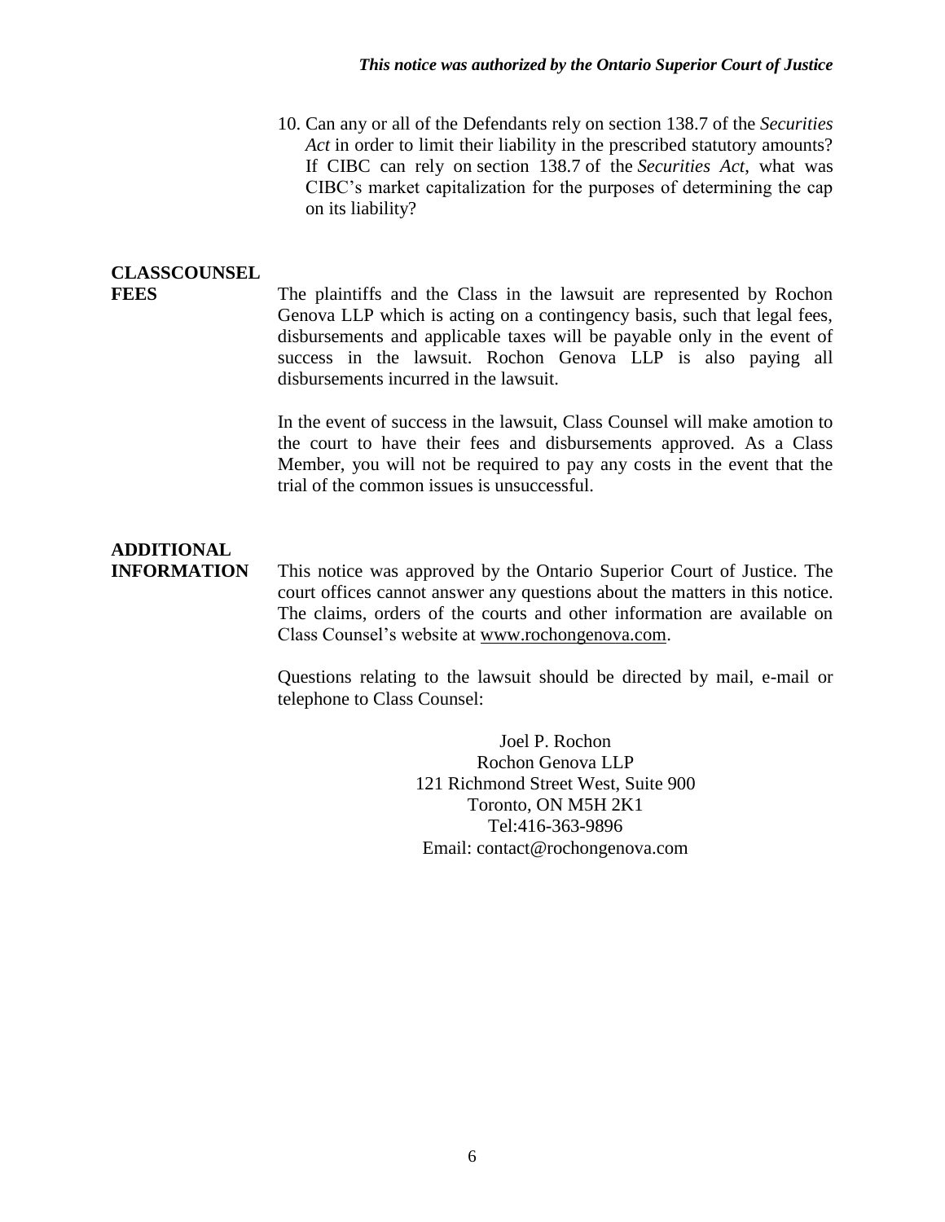10. Can any or all of the Defendants rely on section 138.7 of the *Securities Act* in order to limit their liability in the prescribed statutory amounts? If CIBC can rely on section 138.7 of the *Securities Act*, what was CIBC's market capitalization for the purposes of determining the cap on its liability?

## CLASSCOUNSEL FEES

The plaintiffs and the Class in the lawsuit are represented by Rochon Genova LLP which is acting on a contingency basis, such that legal fees, disbursements and applicable taxes will be payable only in the event of success in the lawsuit. Rochon Genova LLP is also paying all disbursements incurred in the lawsuit.

In the event of success in the lawsuit, Class Counsel will make amotion to the court to have their fees and disbursements approved. As a Class Member, you will not be required to pay any costs in the event that the trial of the common issues is unsuccessful.

## ADDITIONAL INFORMATION

This notice was approved by the Ontario Superior Court of Justice. The court offices cannot answer any questions about the matters in this notice. The claims, orders of the courts and other information are available on Class Counsel's website at www.rochongenova.com.

Questions relating to the lawsuit should be directed by mail, e-mail or telephone to Class Counsel:

Joel P. Rochon
Rochon Genova LLP
121 Richmond Street West, Suite 900
Toronto, ON M5H 2K1
Tel:416-363-9896
Email: contact@rochongenova.com